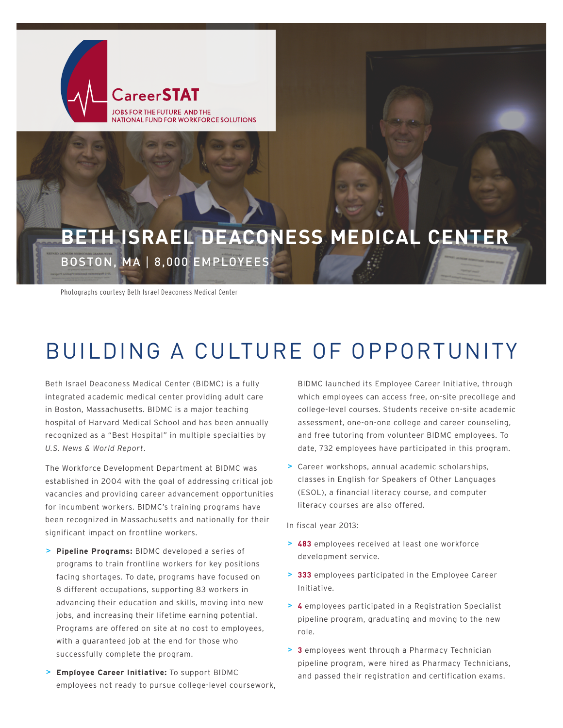CareerSTAT

JOBS FOR THE FUTURE AND THE NATIONAL FUND FOR WORKFORCE SOLUTIONS

# BETH ISRAEL DEACONESS MEDICAL CENTER

BOSTON, MA | 8,000 EMPLOYEES

Photographs courtesy Beth Israel Deaconess Medical Center

## BUILDING A CULTURE OF OPPORTUNITY

Beth Israel Deaconess Medical Center (BIDMC) is a fully integrated academic medical center providing adult care in Boston, Massachusetts. BIDMC is a major teaching hospital of Harvard Medical School and has been annually recognized as a "Best Hospital" in multiple specialties by *U.S. News & World Report*.

The Workforce Development Department at BIDMC was established in 2004 with the goal of addressing critical job vacancies and providing career advancement opportunities for incumbent workers. BIDMC's training programs have been recognized in Massachusetts and nationally for their significant impact on frontline workers.

- **Pipeline Programs:** BIDMC developed a series of programs to train frontline workers for key positions facing shortages. To date, programs have focused on 8 different occupations, supporting 83 workers in advancing their education and skills, moving into new jobs, and increasing their lifetime earning potential. Programs are offered on site at no cost to employees, with a guaranteed job at the end for those who successfully complete the program.
- **Employee Career Initiative:** To support BIDMC employees not ready to pursue college-level coursework, BIDMC launched its Employee Career Initiative, through which employees can access free, on-site precollege and college-level courses. Students receive on-site academic assessment, one-on-one college and career counseling, and free tutoring from volunteer BIDMC employees. To date, 732 employees have participated in this program.
- Career workshops, annual academic scholarships, classes in English for Speakers of Other Languages (ESOL), a financial literacy course, and computer literacy courses are also offered.

In fiscal year 2013:

- **483** employees received at least one workforce development service.
- **333** employees participated in the Employee Career Initiative.
- **4** employees participated in a Registration Specialist pipeline program, graduating and moving to the new role.
- **3** employees went through a Pharmacy Technician pipeline program, were hired as Pharmacy Technicians, and passed their registration and certification exams.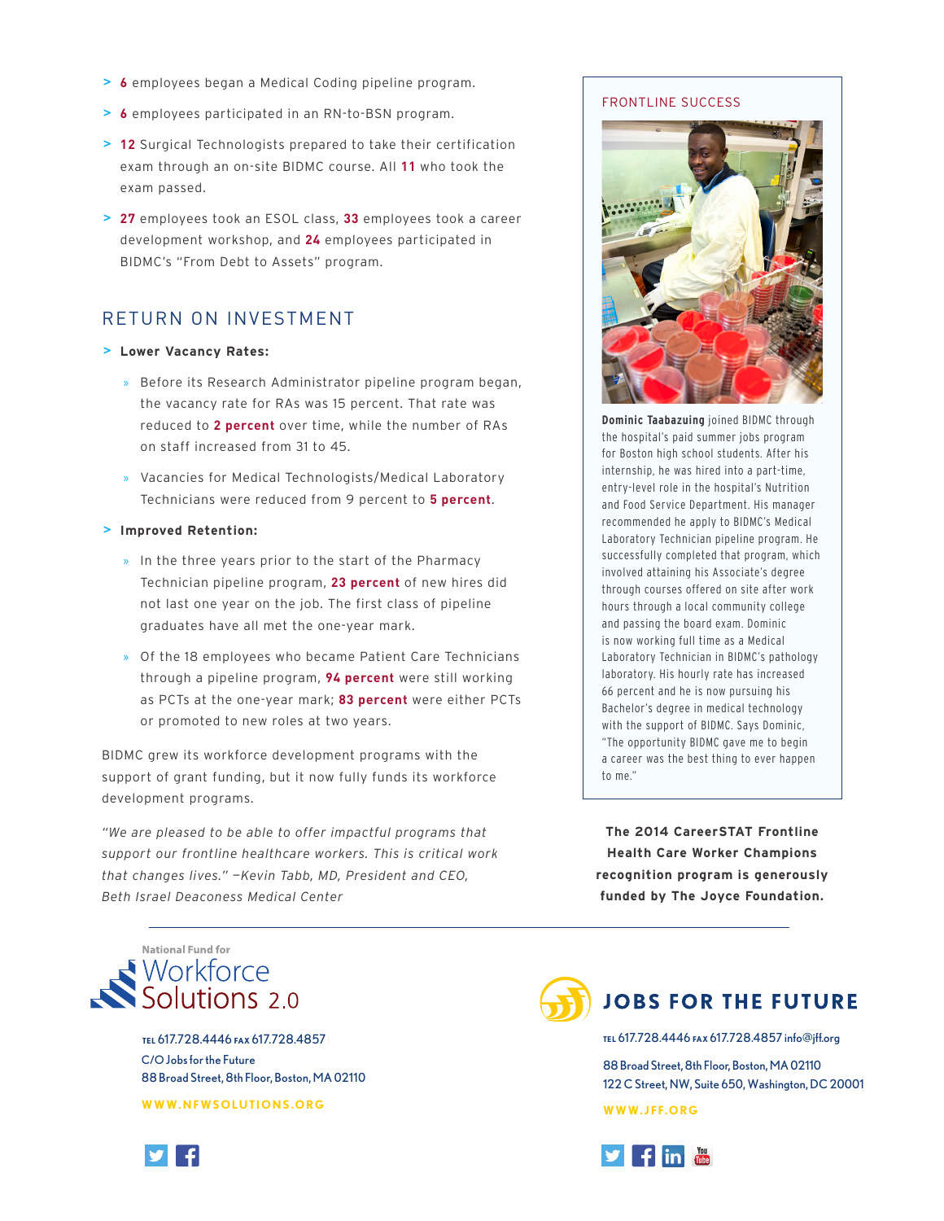- **6** employees began a Medical Coding pipeline program.
- **6** employees participated in an RN-to-BSN program.
- **12** Surgical Technologists prepared to take their certification exam through an on-site BIDMC course. All **11** who took the exam passed.
- **27** employees took an ESOL class, **33** employees took a career development workshop, and **24** employees participated in BIDMC's "From Debt to Assets" program.

## RETURN ON INVESTMENT

- **Lower Vacancy Rates:**
  - Before its Research Administrator pipeline program began, the vacancy rate for RAs was 15 percent. That rate was reduced to **2 percent** over time, while the number of RAs on staff increased from 31 to 45.
  - Vacancies for Medical Technologists/Medical Laboratory Technicians were reduced from 9 percent to **5 percent**.
- **Improved Retention:**
  - In the three years prior to the start of the Pharmacy Technician pipeline program, **23 percent** of new hires did not last one year on the job. The first class of pipeline graduates have all met the one-year mark.
  - Of the 18 employees who became Patient Care Technicians through a pipeline program, **94 percent** were still working as PCTs at the one-year mark; **83 percent** were either PCTs or promoted to new roles at two years.

BIDMC grew its workforce development programs with the support of grant funding, but it now fully funds its workforce development programs.

*"We are pleased to be able to offer impactful programs that support our frontline healthcare workers. This is critical work that changes lives." —Kevin Tabb, MD, President and CEO, Beth Israel Deaconess Medical Center*

### FRONTLINE SUCCESS

**Dominic Taabazuing** joined BIDMC through the hospital's paid summer jobs program for Boston high school students. After his internship, he was hired into a part-time, entry-level role in the hospital's Nutrition and Food Service Department. His manager recommended he apply to BIDMC's Medical Laboratory Technician pipeline program. He successfully completed that program, which involved attaining his Associate's degree through courses offered on site after work hours through a local community college and passing the board exam. Dominic is now working full time as a Medical Laboratory Technician in BIDMC's pathology laboratory. His hourly rate has increased 66 percent and he is now pursuing his Bachelor's degree in medical technology with the support of BIDMC. Says Dominic, "The opportunity BIDMC gave me to begin a career was the best thing to ever happen to me."

**The 2014 CareerSTAT Frontline Health Care Worker Champions recognition program is generously funded by The Joyce Foundation.**

---

National Fund for Workforce Solutions 2.0

TEL 617.728.4446 FAX 617.728.4857
C/O Jobs for the Future
88 Broad Street, 8th Floor, Boston, MA 02110

WWW.NFWSOLUTIONS.ORG

JOBS FOR THE FUTURE

TEL 617.728.4446 FAX 617.728.4857 info@jff.org

88 Broad Street, 8th Floor, Boston, MA 02110
122 C Street, NW, Suite 650, Washington, DC 20001

WWW.JFF.ORG